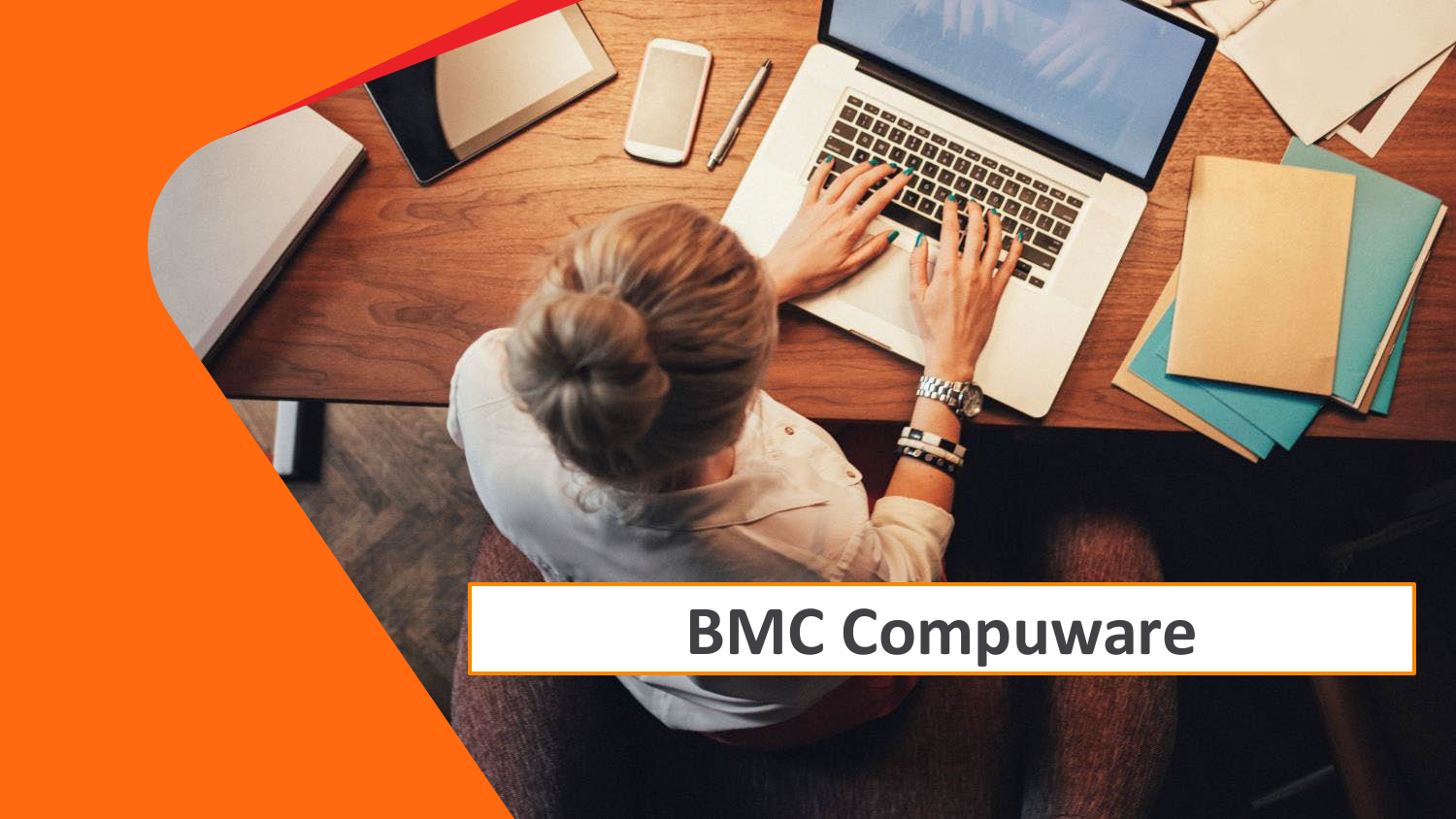# BMC Compuware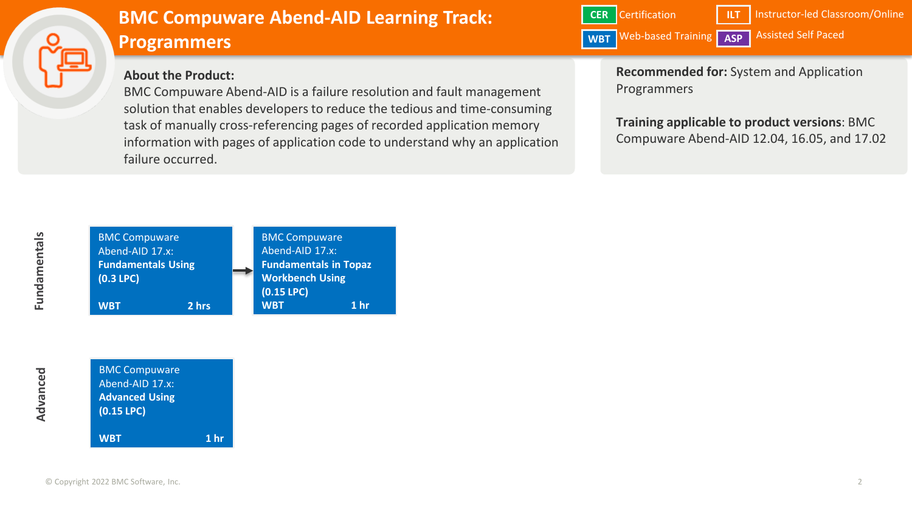# BMC Compuware Abend-AID Learning Track: Programmers

| | |
|---|---|
| **CER** | Certification |
| **ILT** | Instructor-led Classroom/Online |
| **WBT** | Web-based Training |
| **ASP** | Assisted Self Paced |

**About the Product:**
BMC Compuware Abend-AID is a failure resolution and fault management solution that enables developers to reduce the tedious and time-consuming task of manually cross-referencing pages of recorded application memory information with pages of application code to understand why an application failure occurred.

**Recommended for:** System and Application Programmers

**Training applicable to product versions**: BMC Compuware Abend-AID 12.04, 16.05, and 17.02

## Fundamentals

BMC Compuware Abend-AID 17.x: **Fundamentals Using (0.3 LPC)**
**WBT** **2 hrs**

→

BMC Compuware Abend-AID 17.x: **Fundamentals in Topaz Workbench Using (0.15 LPC)**
**WBT** **1 hr**

## Advanced

BMC Compuware Abend-AID 17.x: **Advanced Using (0.15 LPC)**
**WBT** **1 hr**

© Copyright 2022 BMC Software, Inc.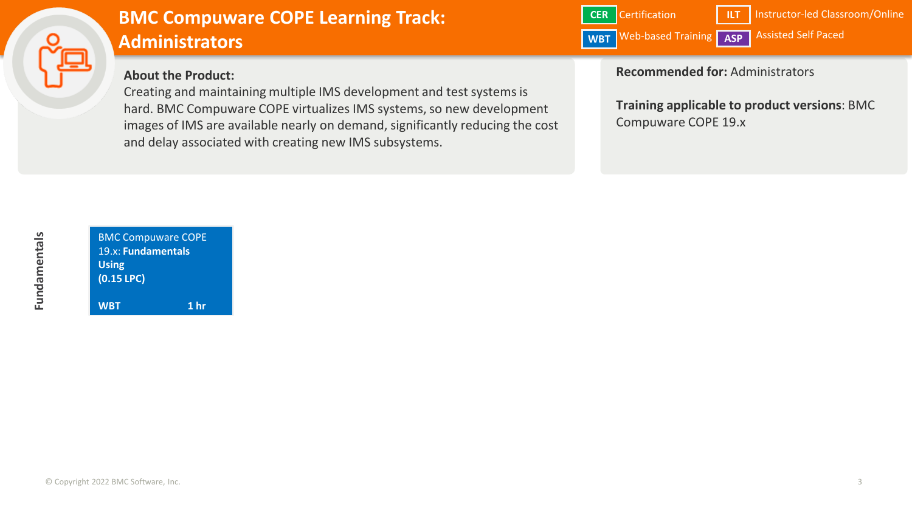# BMC Compuware COPE Learning Track: Administrators

**CER** Certification

**WBT** Web-based Training

**ILT** Instructor-led Classroom/Online

**ASP** Assisted Self Paced

**About the Product:**

Creating and maintaining multiple IMS development and test systems is hard. BMC Compuware COPE virtualizes IMS systems, so new development images of IMS are available nearly on demand, significantly reducing the cost and delay associated with creating new IMS subsystems.

**Recommended for:** Administrators

**Training applicable to product versions**: BMC Compuware COPE 19.x

## Fundamentals

BMC Compuware COPE 19.x: **Fundamentals Using**
**(0.15 LPC)**

**WBT** **1 hr**

© Copyright 2022 BMC Software, Inc.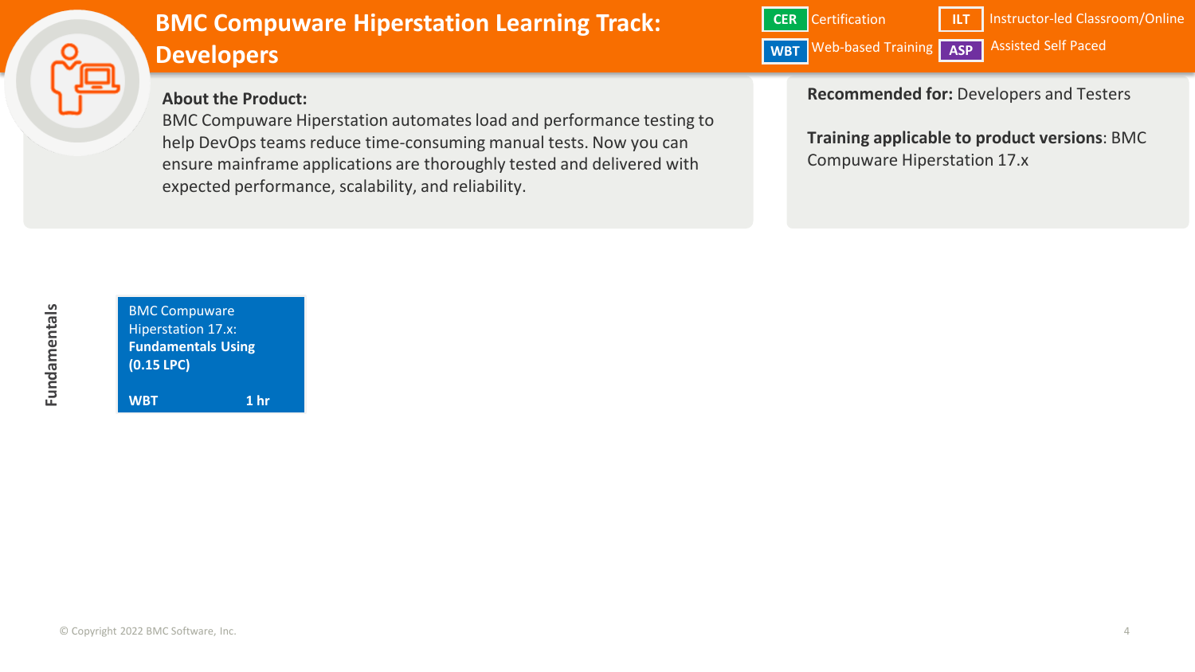# BMC Compuware Hiperstation Learning Track: Developers

| | |
|---|---|
| **CER** | Certification |
| **ILT** | Instructor-led Classroom/Online |
| **WBT** | Web-based Training |
| **ASP** | Assisted Self Paced |

**About the Product:**
BMC Compuware Hiperstation automates load and performance testing to help DevOps teams reduce time-consuming manual tests. Now you can ensure mainframe applications are thoroughly tested and delivered with expected performance, scalability, and reliability.

**Recommended for:** Developers and Testers

**Training applicable to product versions**: BMC Compuware Hiperstation 17.x

## Fundamentals

BMC Compuware Hiperstation 17.x: **Fundamentals Using (0.15 LPC)**

**WBT** **1 hr**

© Copyright 2022 BMC Software, Inc.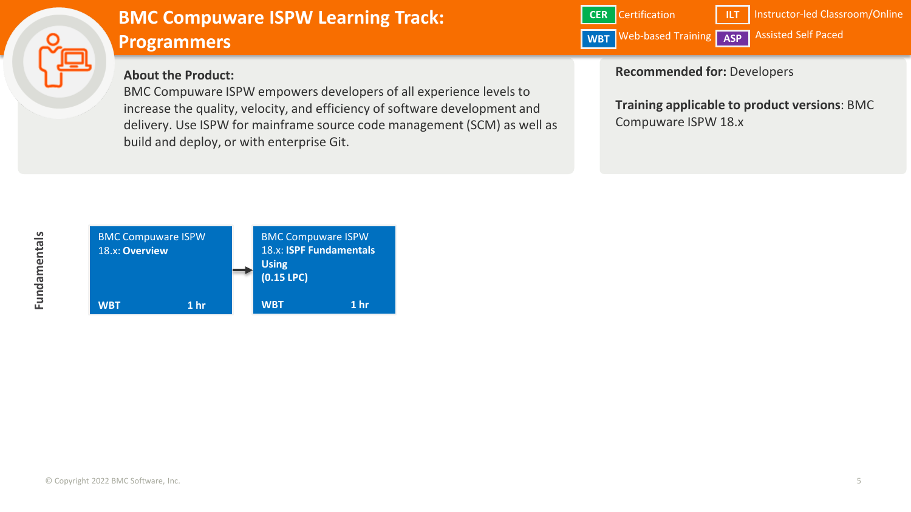# BMC Compuware ISPW Learning Track: Programmers

| | |
|---|---|
| **CER** | Certification |
| **ILT** | Instructor-led Classroom/Online |
| **WBT** | Web-based Training |
| **ASP** | Assisted Self Paced |

**About the Product:**
BMC Compuware ISPW empowers developers of all experience levels to increase the quality, velocity, and efficiency of software development and delivery. Use ISPW for mainframe source code management (SCM) as well as build and deploy, or with enterprise Git.

**Recommended for:** Developers

**Training applicable to product versions**: BMC Compuware ISPW 18.x

## Fundamentals

BMC Compuware ISPW 18.x: **Overview**
**WBT** **1 hr**

→

BMC Compuware ISPW 18.x: **ISPF Fundamentals Using (0.15 LPC)**
**WBT** **1 hr**

© Copyright 2022 BMC Software, Inc.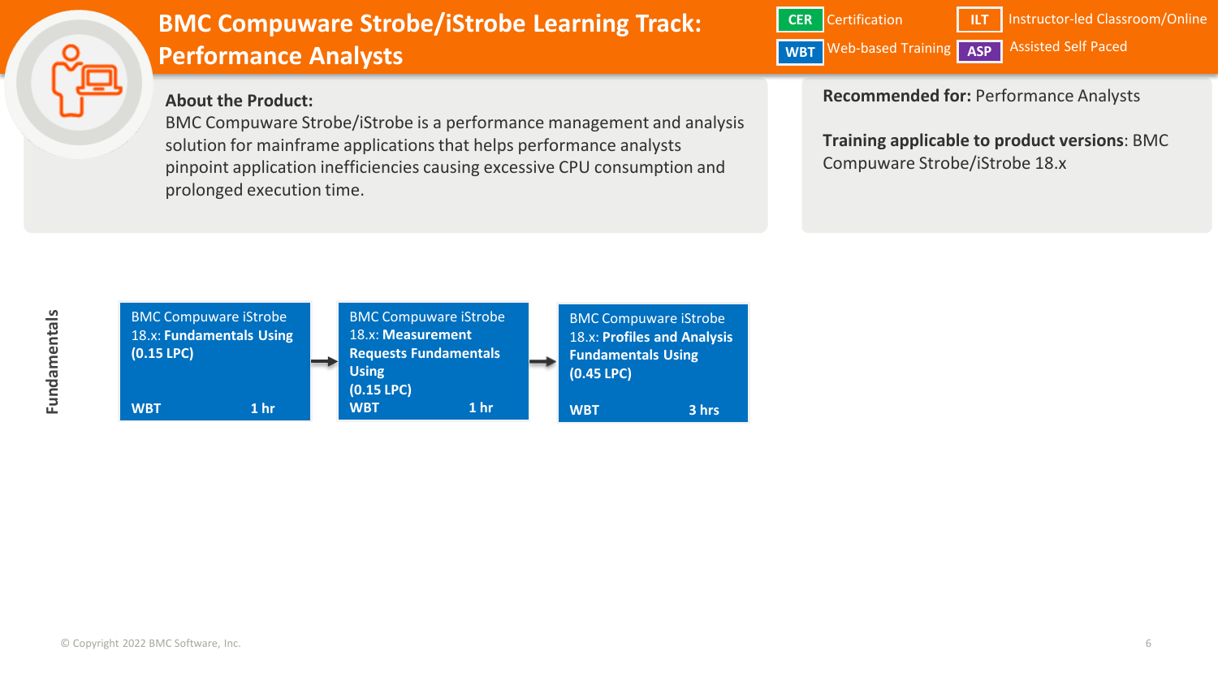# BMC Compuware Strobe/iStrobe Learning Track: Performance Analysts

| | | | |
|---|---|---|---|
| **CER** | Certification | **ILT** | Instructor-led Classroom/Online |
| **WBT** | Web-based Training | **ASP** | Assisted Self Paced |

**About the Product:**
BMC Compuware Strobe/iStrobe is a performance management and analysis solution for mainframe applications that helps performance analysts pinpoint application inefficiencies causing excessive CPU consumption and prolonged execution time.

**Recommended for:** Performance Analysts

**Training applicable to product versions**: BMC Compuware Strobe/iStrobe 18.x

## Fundamentals

1. BMC Compuware iStrobe 18.x: **Fundamentals Using (0.15 LPC)** — **WBT** — **1 hr**
2. → BMC Compuware iStrobe 18.x: **Measurement Requests Fundamentals Using (0.15 LPC)** — **WBT** — **1 hr**
3. → BMC Compuware iStrobe 18.x: **Profiles and Analysis Fundamentals Using (0.45 LPC)** — **WBT** — **3 hrs**

© Copyright 2022 BMC Software, Inc.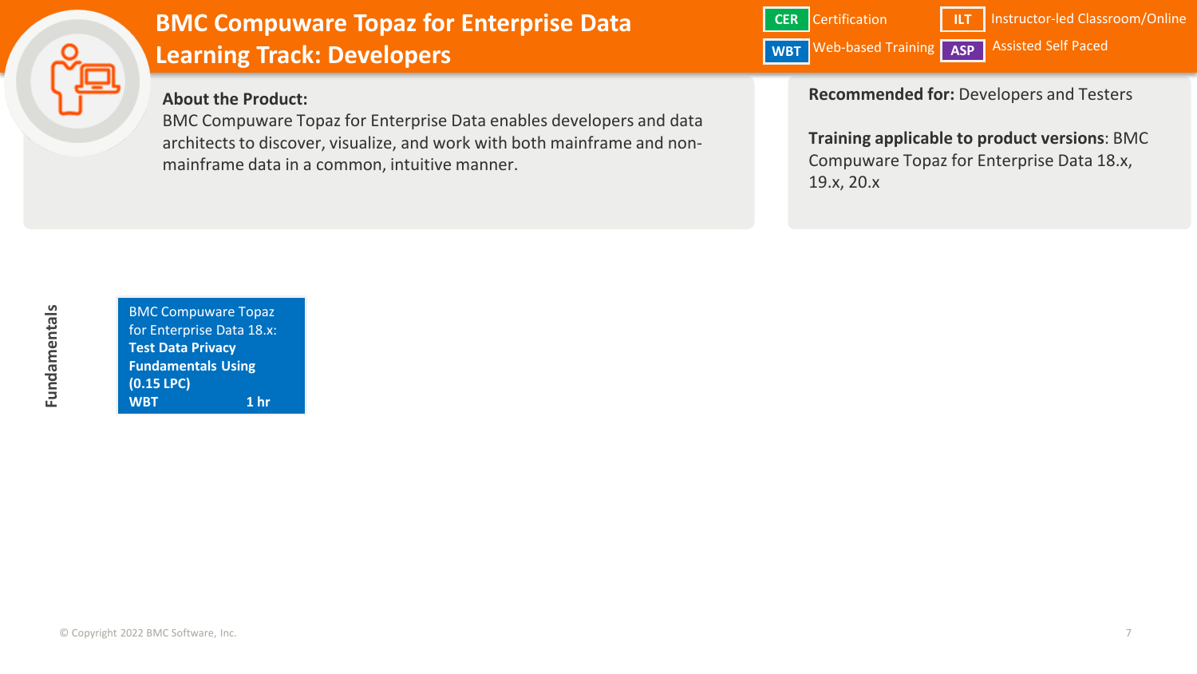# BMC Compuware Topaz for Enterprise Data Learning Track: Developers

**CER** Certification | **ILT** Instructor-led Classroom/Online
**WBT** Web-based Training | **ASP** Assisted Self Paced

**About the Product:**
BMC Compuware Topaz for Enterprise Data enables developers and data architects to discover, visualize, and work with both mainframe and non-mainframe data in a common, intuitive manner.

**Recommended for:** Developers and Testers

**Training applicable to product versions**: BMC Compuware Topaz for Enterprise Data 18.x, 19.x, 20.x

## Fundamentals

BMC Compuware Topaz for Enterprise Data 18.x: **Test Data Privacy Fundamentals Using (0.15 LPC)**
**WBT** **1 hr**

© Copyright 2022 BMC Software, Inc.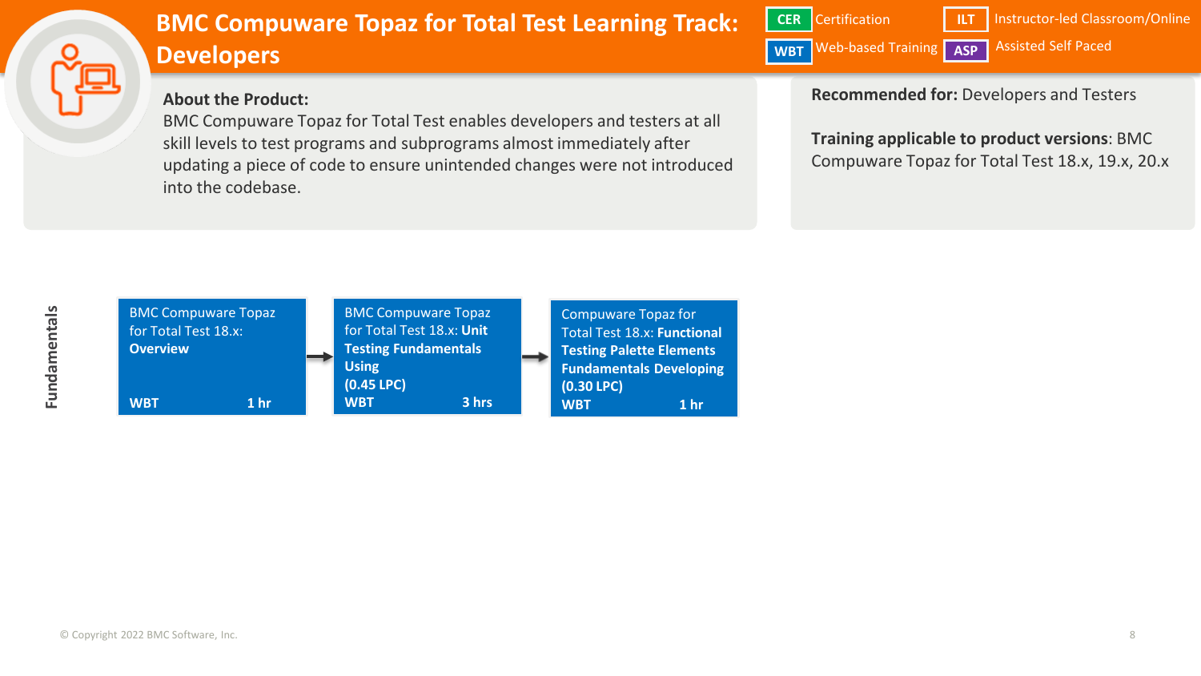# BMC Compuware Topaz for Total Test Learning Track: Developers

| | |
|---|---|
| **CER** | Certification |
| **ILT** | Instructor-led Classroom/Online |
| **WBT** | Web-based Training |
| **ASP** | Assisted Self Paced |

**About the Product:**
BMC Compuware Topaz for Total Test enables developers and testers at all skill levels to test programs and subprograms almost immediately after updating a piece of code to ensure unintended changes were not introduced into the codebase.

**Recommended for:** Developers and Testers

**Training applicable to product versions**: BMC Compuware Topaz for Total Test 18.x, 19.x, 20.x

## Fundamentals

1. BMC Compuware Topaz for Total Test 18.x: **Overview** — **WBT** — **1 hr**
2. → BMC Compuware Topaz for Total Test 18.x: **Unit Testing Fundamentals Using (0.45 LPC)** — **WBT** — **3 hrs**
3. → Compuware Topaz for Total Test 18.x: **Functional Testing Palette Elements Fundamentals Developing (0.30 LPC)** — **WBT** — **1 hr**

© Copyright 2022 BMC Software, Inc.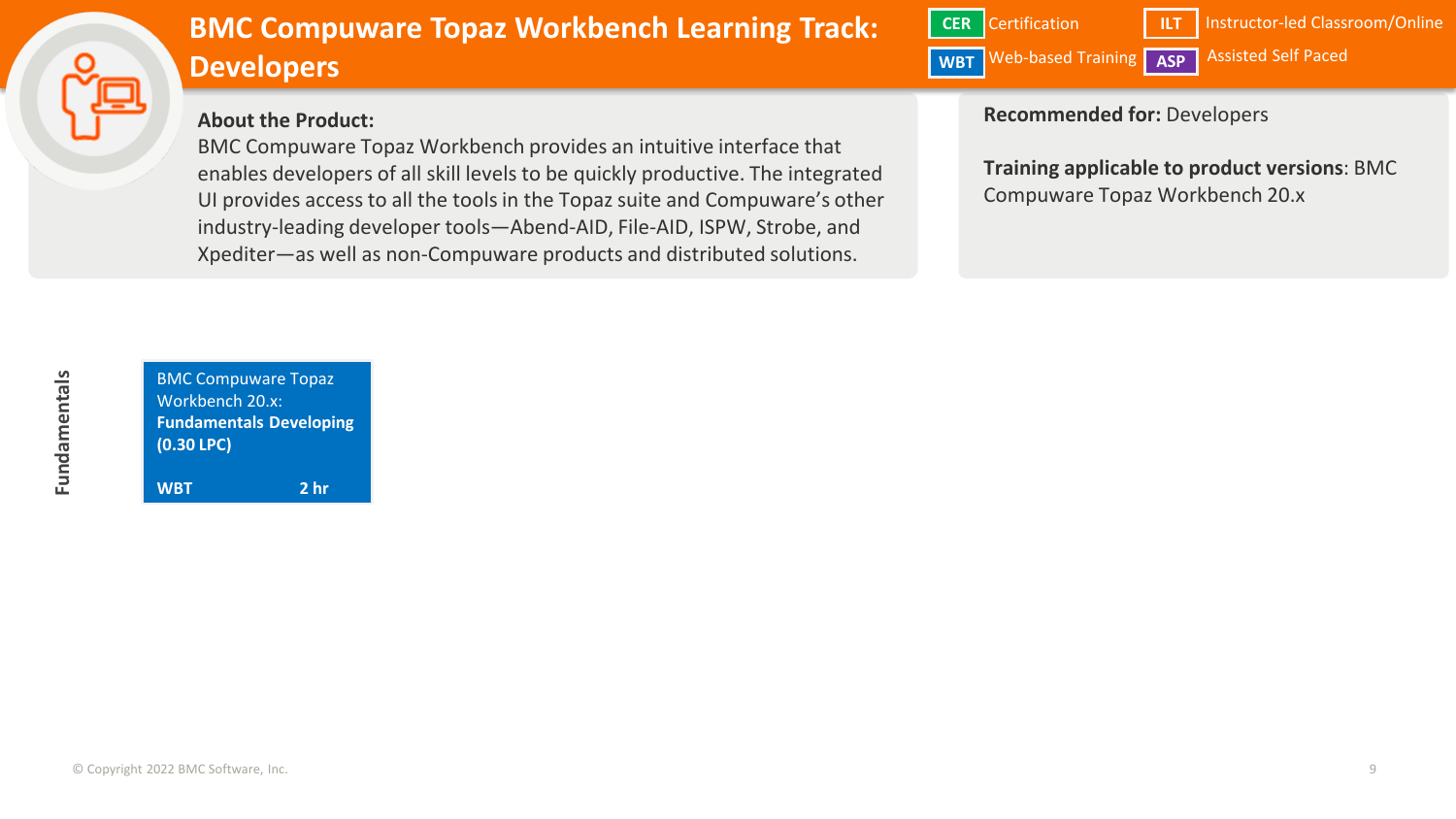# BMC Compuware Topaz Workbench Learning Track: Developers

| | |
|---|---|
| **CER** | Certification |
| **WBT** | Web-based Training |
| **ILT** | Instructor-led Classroom/Online |
| **ASP** | Assisted Self Paced |

**About the Product:**
BMC Compuware Topaz Workbench provides an intuitive interface that enables developers of all skill levels to be quickly productive. The integrated UI provides access to all the tools in the Topaz suite and Compuware's other industry-leading developer tools—Abend-AID, File-AID, ISPW, Strobe, and Xpediter—as well as non-Compuware products and distributed solutions.

**Recommended for:** Developers

**Training applicable to product versions**: BMC Compuware Topaz Workbench 20.x

## Fundamentals

BMC Compuware Topaz Workbench 20.x: **Fundamentals Developing (0.30 LPC)**

**WBT** **2 hr**

© Copyright 2022 BMC Software, Inc.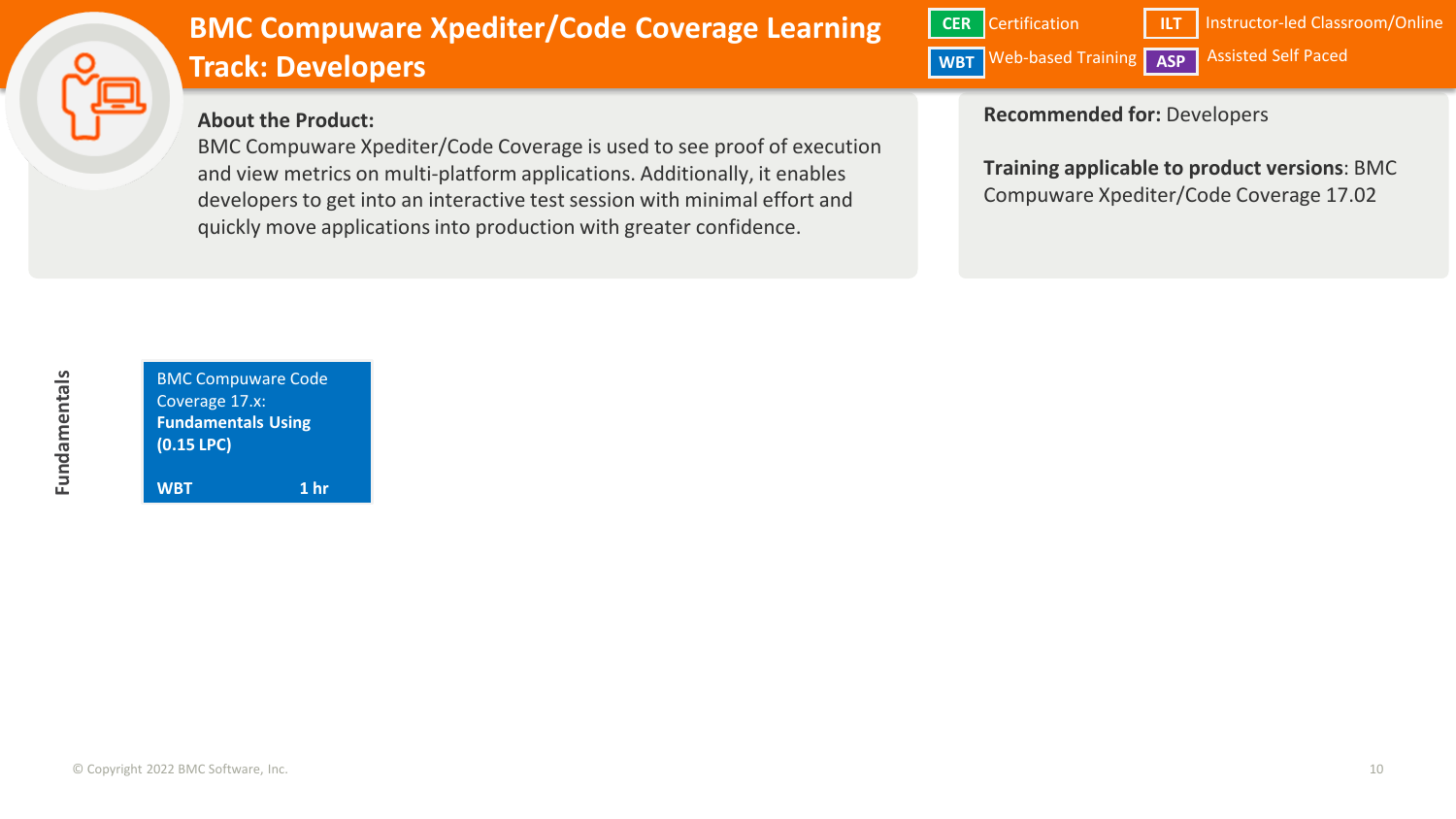# BMC Compuware Xpediter/Code Coverage Learning Track: Developers

**CER** Certification
**ILT** Instructor-led Classroom/Online
**WBT** Web-based Training
**ASP** Assisted Self Paced

**About the Product:**
BMC Compuware Xpediter/Code Coverage is used to see proof of execution and view metrics on multi-platform applications. Additionally, it enables developers to get into an interactive test session with minimal effort and quickly move applications into production with greater confidence.

**Recommended for:** Developers

**Training applicable to product versions**: BMC Compuware Xpediter/Code Coverage 17.02

**Fundamentals**

BMC Compuware Code Coverage 17.x:
**Fundamentals Using (0.15 LPC)**

**WBT** **1 hr**

© Copyright 2022 BMC Software, Inc.